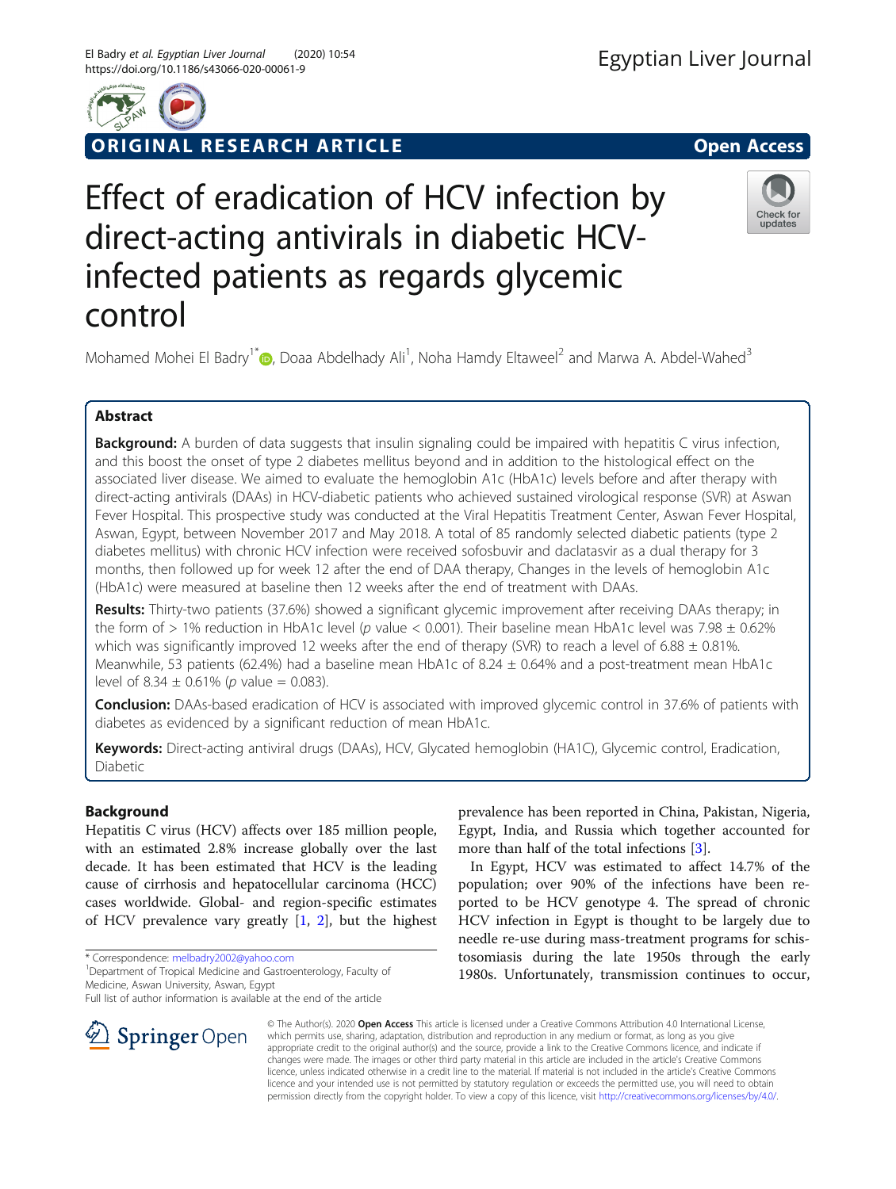ORIGINAL RESEARCH ARTICLE

Open Access

# Effect of eradication of HCV infection by direct-acting antivirals in diabetic HCV-infected patients as regards glycemic control

Mohamed Mohei El Badry[1*], Doaa Abdelhady Ali[1], Noha Hamdy Eltaweel[2] and Marwa A. Abdel-Wahed[3]

## Abstract

**Background:** A burden of data suggests that insulin signaling could be impaired with hepatitis C virus infection, and this boost the onset of type 2 diabetes mellitus beyond and in addition to the histological effect on the associated liver disease. We aimed to evaluate the hemoglobin A1c (HbA1c) levels before and after therapy with direct-acting antivirals (DAAs) in HCV-diabetic patients who achieved sustained virological response (SVR) at Aswan Fever Hospital. This prospective study was conducted at the Viral Hepatitis Treatment Center, Aswan Fever Hospital, Aswan, Egypt, between November 2017 and May 2018. A total of 85 randomly selected diabetic patients (type 2 diabetes mellitus) with chronic HCV infection were received sofosbuvir and daclatasvir as a dual therapy for 3 months, then followed up for week 12 after the end of DAA therapy, Changes in the levels of hemoglobin A1c (HbA1c) were measured at baseline then 12 weeks after the end of treatment with DAAs.

**Results:** Thirty-two patients (37.6%) showed a significant glycemic improvement after receiving DAAs therapy; in the form of > 1% reduction in HbA1c level ($p$ value < 0.001). Their baseline mean HbA1c level was 7.98 ± 0.62% which was significantly improved 12 weeks after the end of therapy (SVR) to reach a level of 6.88 ± 0.81%. Meanwhile, 53 patients (62.4%) had a baseline mean HbA1c of 8.24 ± 0.64% and a post-treatment mean HbA1c level of 8.34 ± 0.61% ($p$ value = 0.083).

**Conclusion:** DAAs-based eradication of HCV is associated with improved glycemic control in 37.6% of patients with diabetes as evidenced by a significant reduction of mean HbA1c.

**Keywords:** Direct-acting antiviral drugs (DAAs), HCV, Glycated hemoglobin (HA1C), Glycemic control, Eradication, Diabetic

## Background

Hepatitis C virus (HCV) affects over 185 million people, with an estimated 2.8% increase globally over the last decade. It has been estimated that HCV is the leading cause of cirrhosis and hepatocellular carcinoma (HCC) cases worldwide. Global- and region-specific estimates of HCV prevalence vary greatly [1, 2], but the highest prevalence has been reported in China, Pakistan, Nigeria, Egypt, India, and Russia which together accounted for more than half of the total infections [3].

In Egypt, HCV was estimated to affect 14.7% of the population; over 90% of the infections have been reported to be HCV genotype 4. The spread of chronic HCV infection in Egypt is thought to be largely due to needle re-use during mass-treatment programs for schistosomiasis during the late 1950s through the early 1980s. Unfortunately, transmission continues to occur,

* Correspondence: melbadry2002@yahoo.com
[1]Department of Tropical Medicine and Gastroenterology, Faculty of Medicine, Aswan University, Aswan, Egypt
Full list of author information is available at the end of the article

© The Author(s). 2020 **Open Access** This article is licensed under a Creative Commons Attribution 4.0 International License, which permits use, sharing, adaptation, distribution and reproduction in any medium or format, as long as you give appropriate credit to the original author(s) and the source, provide a link to the Creative Commons licence, and indicate if changes were made. The images or other third party material in this article are included in the article's Creative Commons licence, unless indicated otherwise in a credit line to the material. If material is not included in the article's Creative Commons licence and your intended use is not permitted by statutory regulation or exceeds the permitted use, you will need to obtain permission directly from the copyright holder. To view a copy of this licence, visit http://creativecommons.org/licenses/by/4.0/.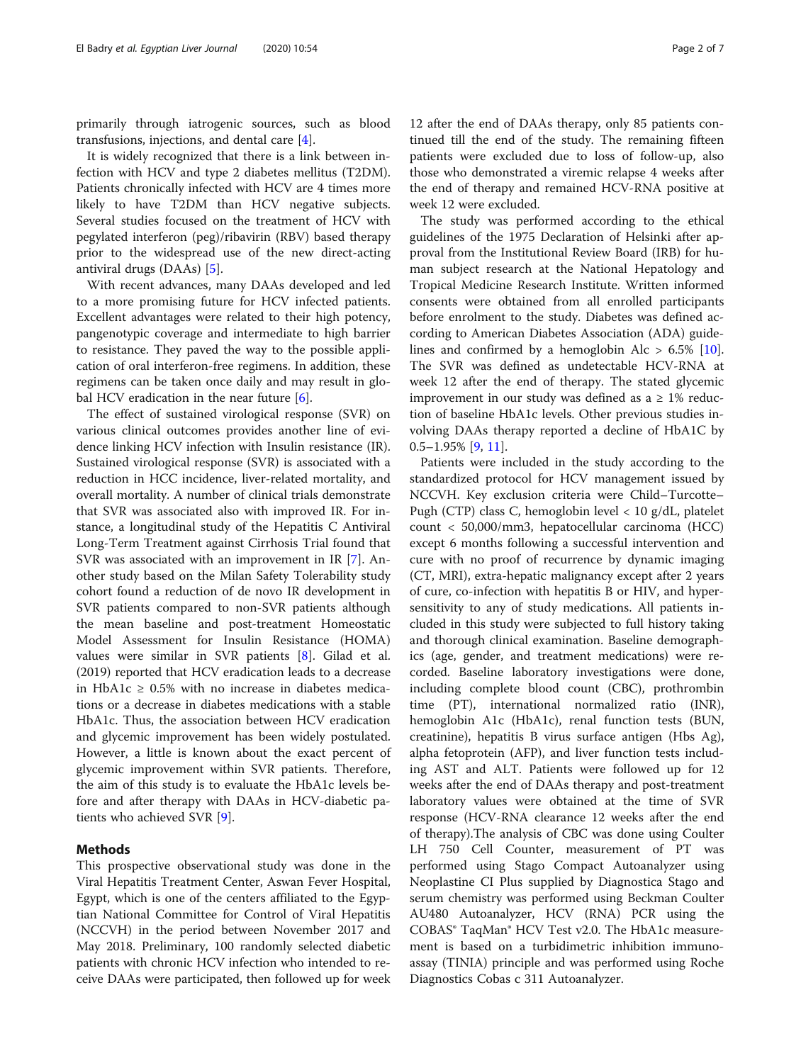primarily through iatrogenic sources, such as blood transfusions, injections, and dental care [4].

It is widely recognized that there is a link between infection with HCV and type 2 diabetes mellitus (T2DM). Patients chronically infected with HCV are 4 times more likely to have T2DM than HCV negative subjects. Several studies focused on the treatment of HCV with pegylated interferon (peg)/ribavirin (RBV) based therapy prior to the widespread use of the new direct-acting antiviral drugs (DAAs) [5].

With recent advances, many DAAs developed and led to a more promising future for HCV infected patients. Excellent advantages were related to their high potency, pangenotypic coverage and intermediate to high barrier to resistance. They paved the way to the possible application of oral interferon-free regimens. In addition, these regimens can be taken once daily and may result in global HCV eradication in the near future [6].

The effect of sustained virological response (SVR) on various clinical outcomes provides another line of evidence linking HCV infection with Insulin resistance (IR). Sustained virological response (SVR) is associated with a reduction in HCC incidence, liver-related mortality, and overall mortality. A number of clinical trials demonstrate that SVR was associated also with improved IR. For instance, a longitudinal study of the Hepatitis C Antiviral Long-Term Treatment against Cirrhosis Trial found that SVR was associated with an improvement in IR [7]. Another study based on the Milan Safety Tolerability study cohort found a reduction of de novo IR development in SVR patients compared to non-SVR patients although the mean baseline and post-treatment Homeostatic Model Assessment for Insulin Resistance (HOMA) values were similar in SVR patients [8]. Gilad et al. (2019) reported that HCV eradication leads to a decrease in HbA1c ≥ 0.5% with no increase in diabetes medications or a decrease in diabetes medications with a stable HbA1c. Thus, the association between HCV eradication and glycemic improvement has been widely postulated. However, a little is known about the exact percent of glycemic improvement within SVR patients. Therefore, the aim of this study is to evaluate the HbA1c levels before and after therapy with DAAs in HCV-diabetic patients who achieved SVR [9].

## Methods

This prospective observational study was done in the Viral Hepatitis Treatment Center, Aswan Fever Hospital, Egypt, which is one of the centers affiliated to the Egyptian National Committee for Control of Viral Hepatitis (NCCVH) in the period between November 2017 and May 2018. Preliminary, 100 randomly selected diabetic patients with chronic HCV infection who intended to receive DAAs were participated, then followed up for week 12 after the end of DAAs therapy, only 85 patients continued till the end of the study. The remaining fifteen patients were excluded due to loss of follow-up, also those who demonstrated a viremic relapse 4 weeks after the end of therapy and remained HCV-RNA positive at week 12 were excluded.

The study was performed according to the ethical guidelines of the 1975 Declaration of Helsinki after approval from the Institutional Review Board (IRB) for human subject research at the National Hepatology and Tropical Medicine Research Institute. Written informed consents were obtained from all enrolled participants before enrolment to the study. Diabetes was defined according to American Diabetes Association (ADA) guidelines and confirmed by a hemoglobin Alc > 6.5% [10]. The SVR was defined as undetectable HCV-RNA at week 12 after the end of therapy. The stated glycemic improvement in our study was defined as a ≥ 1% reduction of baseline HbA1c levels. Other previous studies involving DAAs therapy reported a decline of HbA1C by 0.5–1.95% [9, 11].

Patients were included in the study according to the standardized protocol for HCV management issued by NCCVH. Key exclusion criteria were Child–Turcotte–Pugh (CTP) class C, hemoglobin level < 10 g/dL, platelet count < 50,000/mm3, hepatocellular carcinoma (HCC) except 6 months following a successful intervention and cure with no proof of recurrence by dynamic imaging (CT, MRI), extra-hepatic malignancy except after 2 years of cure, co-infection with hepatitis B or HIV, and hypersensitivity to any of study medications. All patients included in this study were subjected to full history taking and thorough clinical examination. Baseline demographics (age, gender, and treatment medications) were recorded. Baseline laboratory investigations were done, including complete blood count (CBC), prothrombin time (PT), international normalized ratio (INR), hemoglobin A1c (HbA1c), renal function tests (BUN, creatinine), hepatitis B virus surface antigen (Hbs Ag), alpha fetoprotein (AFP), and liver function tests including AST and ALT. Patients were followed up for 12 weeks after the end of DAAs therapy and post-treatment laboratory values were obtained at the time of SVR response (HCV-RNA clearance 12 weeks after the end of therapy).The analysis of CBC was done using Coulter LH 750 Cell Counter, measurement of PT was performed using Stago Compact Autoanalyzer using Neoplastine CI Plus supplied by Diagnostica Stago and serum chemistry was performed using Beckman Coulter AU480 Autoanalyzer, HCV (RNA) PCR using the COBAS® TaqMan® HCV Test v2.0. The HbA1c measurement is based on a turbidimetric inhibition immunoassay (TINIA) principle and was performed using Roche Diagnostics Cobas c 311 Autoanalyzer.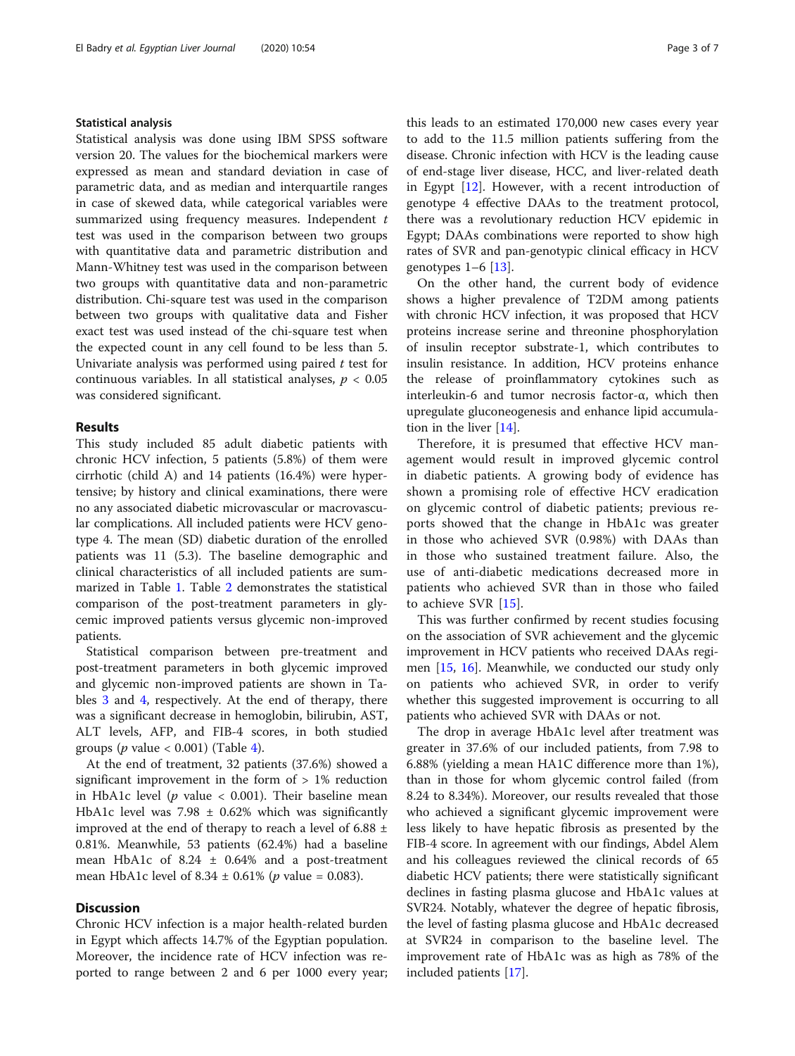### Statistical analysis

Statistical analysis was done using IBM SPSS software version 20. The values for the biochemical markers were expressed as mean and standard deviation in case of parametric data, and as median and interquartile ranges in case of skewed data, while categorical variables were summarized using frequency measures. Independent $t$ test was used in the comparison between two groups with quantitative data and parametric distribution and Mann-Whitney test was used in the comparison between two groups with quantitative data and non-parametric distribution. Chi-square test was used in the comparison between two groups with qualitative data and Fisher exact test was used instead of the chi-square test when the expected count in any cell found to be less than 5. Univariate analysis was performed using paired $t$ test for continuous variables. In all statistical analyses, $p < 0.05$ was considered significant.

## Results

This study included 85 adult diabetic patients with chronic HCV infection, 5 patients (5.8%) of them were cirrhotic (child A) and 14 patients (16.4%) were hypertensive; by history and clinical examinations, there were no any associated diabetic microvascular or macrovascular complications. All included patients were HCV genotype 4. The mean (SD) diabetic duration of the enrolled patients was 11 (5.3). The baseline demographic and clinical characteristics of all included patients are summarized in Table 1. Table 2 demonstrates the statistical comparison of the post-treatment parameters in glycemic improved patients versus glycemic non-improved patients.

Statistical comparison between pre-treatment and post-treatment parameters in both glycemic improved and glycemic non-improved patients are shown in Tables 3 and 4, respectively. At the end of therapy, there was a significant decrease in hemoglobin, bilirubin, AST, ALT levels, AFP, and FIB-4 scores, in both studied groups ($p$ value < 0.001) (Table 4).

At the end of treatment, 32 patients (37.6%) showed a significant improvement in the form of > 1% reduction in HbA1c level ($p$ value < 0.001). Their baseline mean HbA1c level was 7.98 ± 0.62% which was significantly improved at the end of therapy to reach a level of 6.88 ± 0.81%. Meanwhile, 53 patients (62.4%) had a baseline mean HbA1c of 8.24 ± 0.64% and a post-treatment mean HbA1c level of 8.34 ± 0.61% ($p$ value = 0.083).

## Discussion

Chronic HCV infection is a major health-related burden in Egypt which affects 14.7% of the Egyptian population. Moreover, the incidence rate of HCV infection was reported to range between 2 and 6 per 1000 every year; this leads to an estimated 170,000 new cases every year to add to the 11.5 million patients suffering from the disease. Chronic infection with HCV is the leading cause of end-stage liver disease, HCC, and liver-related death in Egypt [12]. However, with a recent introduction of genotype 4 effective DAAs to the treatment protocol, there was a revolutionary reduction HCV epidemic in Egypt; DAAs combinations were reported to show high rates of SVR and pan-genotypic clinical efficacy in HCV genotypes 1–6 [13].

On the other hand, the current body of evidence shows a higher prevalence of T2DM among patients with chronic HCV infection, it was proposed that HCV proteins increase serine and threonine phosphorylation of insulin receptor substrate-1, which contributes to insulin resistance. In addition, HCV proteins enhance the release of proinflammatory cytokines such as interleukin-6 and tumor necrosis factor-α, which then upregulate gluconeogenesis and enhance lipid accumulation in the liver [14].

Therefore, it is presumed that effective HCV management would result in improved glycemic control in diabetic patients. A growing body of evidence has shown a promising role of effective HCV eradication on glycemic control of diabetic patients; previous reports showed that the change in HbA1c was greater in those who achieved SVR (0.98%) with DAAs than in those who sustained treatment failure. Also, the use of anti-diabetic medications decreased more in patients who achieved SVR than in those who failed to achieve SVR [15].

This was further confirmed by recent studies focusing on the association of SVR achievement and the glycemic improvement in HCV patients who received DAAs regimen [15, 16]. Meanwhile, we conducted our study only on patients who achieved SVR, in order to verify whether this suggested improvement is occurring to all patients who achieved SVR with DAAs or not.

The drop in average HbA1c level after treatment was greater in 37.6% of our included patients, from 7.98 to 6.88% (yielding a mean HA1C difference more than 1%), than in those for whom glycemic control failed (from 8.24 to 8.34%). Moreover, our results revealed that those who achieved a significant glycemic improvement were less likely to have hepatic fibrosis as presented by the FIB-4 score. In agreement with our findings, Abdel Alem and his colleagues reviewed the clinical records of 65 diabetic HCV patients; there were statistically significant declines in fasting plasma glucose and HbA1c values at SVR24. Notably, whatever the degree of hepatic fibrosis, the level of fasting plasma glucose and HbA1c decreased at SVR24 in comparison to the baseline level. The improvement rate of HbA1c was as high as 78% of the included patients [17].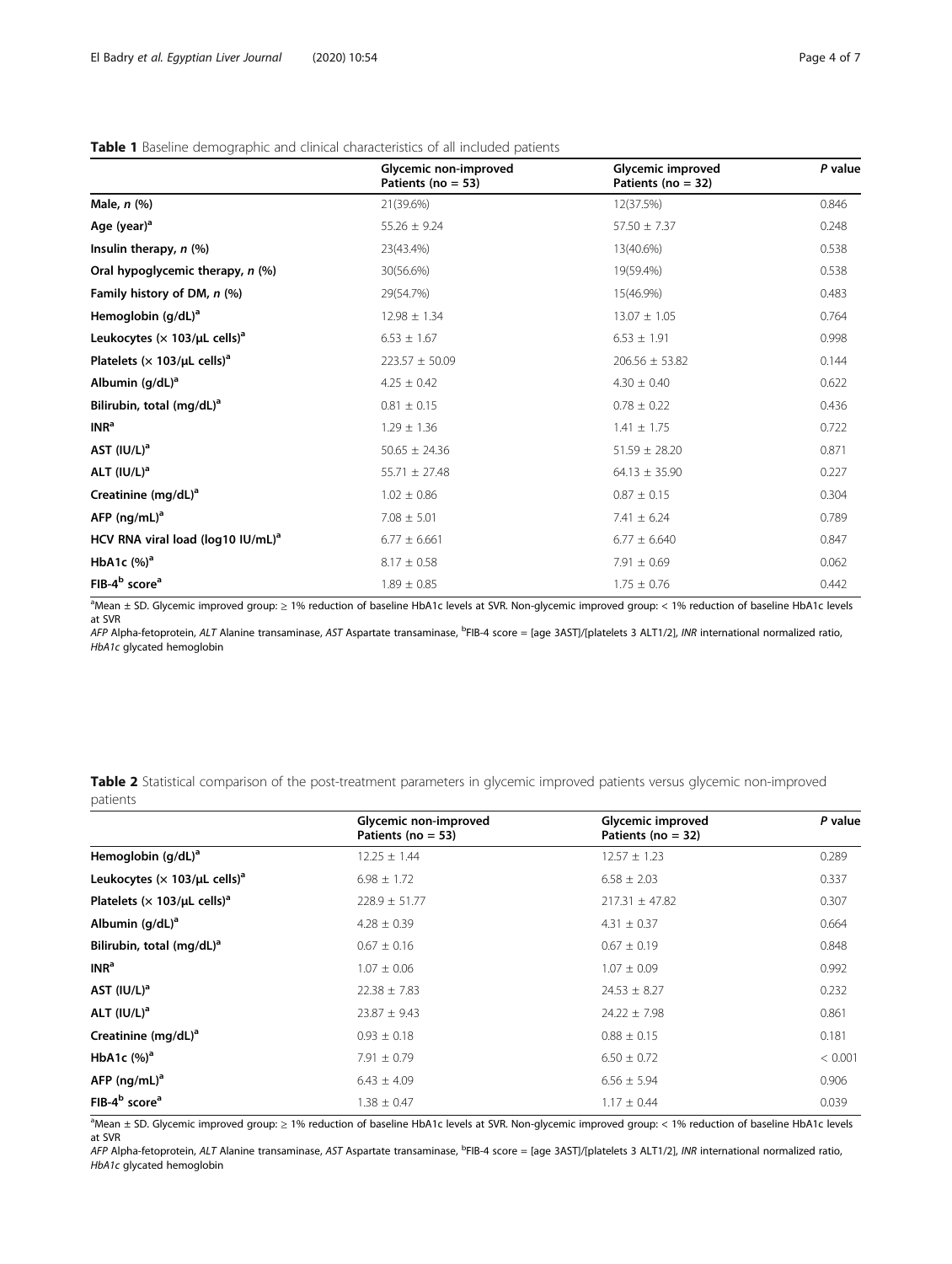**Table 1** Baseline demographic and clinical characteristics of all included patients

| | Glycemic non-improved Patients (no = 53) | Glycemic improved Patients (no = 32) | *P* value |
|---|---|---|---|
| **Male, *n* (%)** | 21(39.6%) | 12(37.5%) | 0.846 |
| **Age (year)[a]** | 55.26 ± 9.24 | 57.50 ± 7.37 | 0.248 |
| **Insulin therapy, *n* (%)** | 23(43.4%) | 13(40.6%) | 0.538 |
| **Oral hypoglycemic therapy, *n* (%)** | 30(56.6%) | 19(59.4%) | 0.538 |
| **Family history of DM, *n* (%)** | 29(54.7%) | 15(46.9%) | 0.483 |
| **Hemoglobin (g/dL)[a]** | 12.98 ± 1.34 | 13.07 ± 1.05 | 0.764 |
| **Leukocytes (× 103/μL cells)[a]** | 6.53 ± 1.67 | 6.53 ± 1.91 | 0.998 |
| **Platelets (× 103/μL cells)[a]** | 223.57 ± 50.09 | 206.56 ± 53.82 | 0.144 |
| **Albumin (g/dL)[a]** | 4.25 ± 0.42 | 4.30 ± 0.40 | 0.622 |
| **Bilirubin, total (mg/dL)[a]** | 0.81 ± 0.15 | 0.78 ± 0.22 | 0.436 |
| **INR[a]** | 1.29 ± 1.36 | 1.41 ± 1.75 | 0.722 |
| **AST (IU/L)[a]** | 50.65 ± 24.36 | 51.59 ± 28.20 | 0.871 |
| **ALT (IU/L)[a]** | 55.71 ± 27.48 | 64.13 ± 35.90 | 0.227 |
| **Creatinine (mg/dL)[a]** | 1.02 ± 0.86 | 0.87 ± 0.15 | 0.304 |
| **AFP (ng/mL)[a]** | 7.08 ± 5.01 | 7.41 ± 6.24 | 0.789 |
| **HCV RNA viral load (log10 IU/mL)[a]** | 6.77 ± 6.661 | 6.77 ± 6.640 | 0.847 |
| **HbA1c (%)[a]** | 8.17 ± 0.58 | 7.91 ± 0.69 | 0.062 |
| **FIB-4[b] score[a]** | 1.89 ± 0.85 | 1.75 ± 0.76 | 0.442 |

[a]Mean ± SD. Glycemic improved group: ≥ 1% reduction of baseline HbA1c levels at SVR. Non-glycemic improved group: < 1% reduction of baseline HbA1c levels at SVR

*AFP* Alpha-fetoprotein, *ALT* Alanine transaminase, *AST* Aspartate transaminase, [b]FIB-4 score = [age 3AST]/[platelets 3 ALT1/2], *INR* international normalized ratio, *HbA1c* glycated hemoglobin

**Table 2** Statistical comparison of the post-treatment parameters in glycemic improved patients versus glycemic non-improved patients

| | Glycemic non-improved Patients (no = 53) | Glycemic improved Patients (no = 32) | *P* value |
|---|---|---|---|
| **Hemoglobin (g/dL)[a]** | 12.25 ± 1.44 | 12.57 ± 1.23 | 0.289 |
| **Leukocytes (× 103/μL cells)[a]** | 6.98 ± 1.72 | 6.58 ± 2.03 | 0.337 |
| **Platelets (× 103/μL cells)[a]** | 228.9 ± 51.77 | 217.31 ± 47.82 | 0.307 |
| **Albumin (g/dL)[a]** | 4.28 ± 0.39 | 4.31 ± 0.37 | 0.664 |
| **Bilirubin, total (mg/dL)[a]** | 0.67 ± 0.16 | 0.67 ± 0.19 | 0.848 |
| **INR[a]** | 1.07 ± 0.06 | 1.07 ± 0.09 | 0.992 |
| **AST (IU/L)[a]** | 22.38 ± 7.83 | 24.53 ± 8.27 | 0.232 |
| **ALT (IU/L)[a]** | 23.87 ± 9.43 | 24.22 ± 7.98 | 0.861 |
| **Creatinine (mg/dL)[a]** | 0.93 ± 0.18 | 0.88 ± 0.15 | 0.181 |
| **HbA1c (%)[a]** | 7.91 ± 0.79 | 6.50 ± 0.72 | < 0.001 |
| **AFP (ng/mL)[a]** | 6.43 ± 4.09 | 6.56 ± 5.94 | 0.906 |
| **FIB-4[b] score[a]** | 1.38 ± 0.47 | 1.17 ± 0.44 | 0.039 |

[a]Mean ± SD. Glycemic improved group: ≥ 1% reduction of baseline HbA1c levels at SVR. Non-glycemic improved group: < 1% reduction of baseline HbA1c levels at SVR

*AFP* Alpha-fetoprotein, *ALT* Alanine transaminase, *AST* Aspartate transaminase, [b]FIB-4 score = [age 3AST]/[platelets 3 ALT1/2], *INR* international normalized ratio, *HbA1c* glycated hemoglobin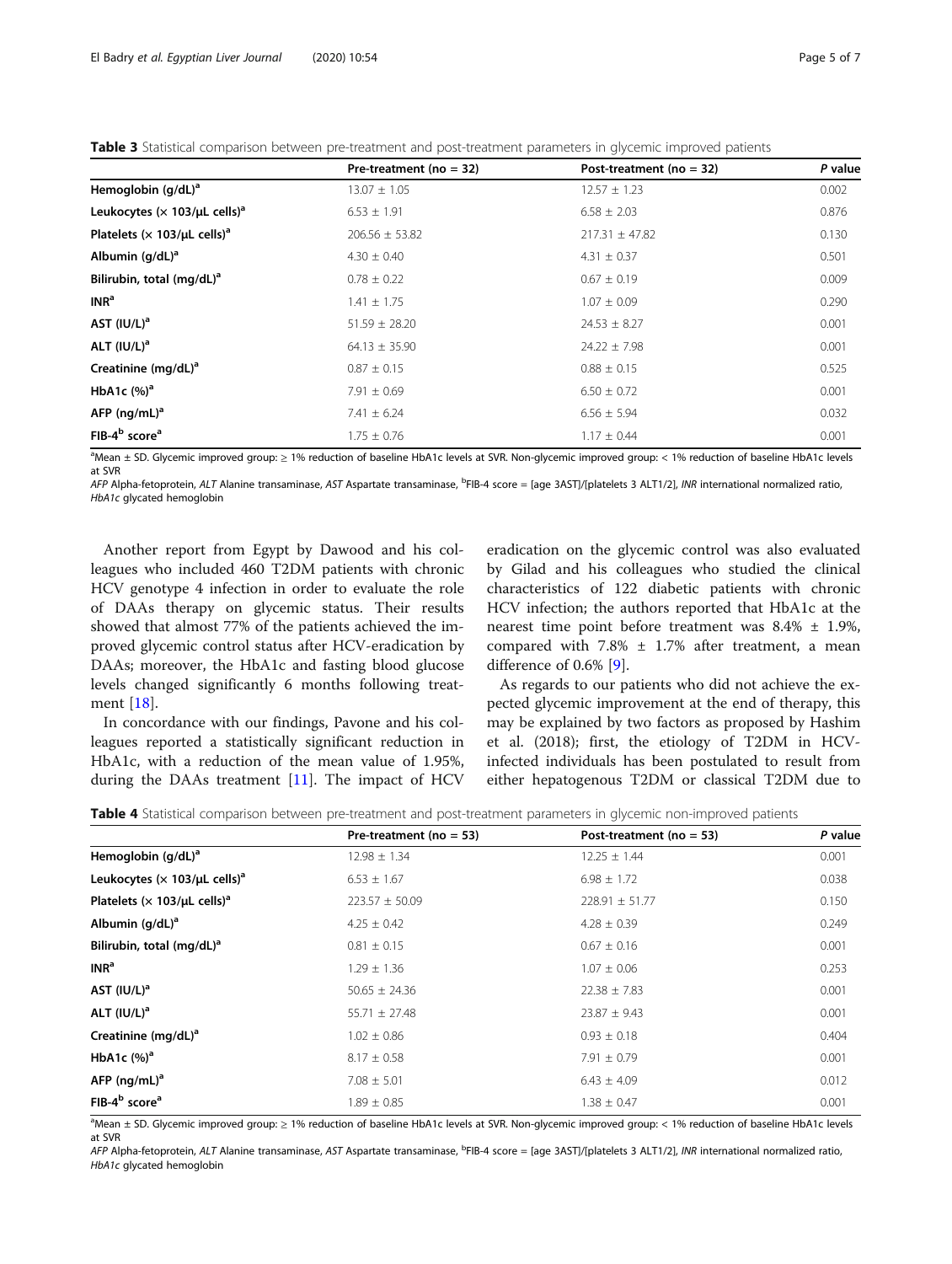**Table 3** Statistical comparison between pre-treatment and post-treatment parameters in glycemic improved patients

| | Pre-treatment (no = 32) | Post-treatment (no = 32) | *P* value |
|---|---|---|---|
| **Hemoglobin (g/dL)[a]** | 13.07 ± 1.05 | 12.57 ± 1.23 | 0.002 |
| **Leukocytes (× 103/μL cells)[a]** | 6.53 ± 1.91 | 6.58 ± 2.03 | 0.876 |
| **Platelets (× 103/μL cells)[a]** | 206.56 ± 53.82 | 217.31 ± 47.82 | 0.130 |
| **Albumin (g/dL)[a]** | 4.30 ± 0.40 | 4.31 ± 0.37 | 0.501 |
| **Bilirubin, total (mg/dL)[a]** | 0.78 ± 0.22 | 0.67 ± 0.19 | 0.009 |
| **INR[a]** | 1.41 ± 1.75 | 1.07 ± 0.09 | 0.290 |
| **AST (IU/L)[a]** | 51.59 ± 28.20 | 24.53 ± 8.27 | 0.001 |
| **ALT (IU/L)[a]** | 64.13 ± 35.90 | 24.22 ± 7.98 | 0.001 |
| **Creatinine (mg/dL)[a]** | 0.87 ± 0.15 | 0.88 ± 0.15 | 0.525 |
| **HbA1c (%)[a]** | 7.91 ± 0.69 | 6.50 ± 0.72 | 0.001 |
| **AFP (ng/mL)[a]** | 7.41 ± 6.24 | 6.56 ± 5.94 | 0.032 |
| **FIB-4[b] score[a]** | 1.75 ± 0.76 | 1.17 ± 0.44 | 0.001 |

[a]Mean ± SD. Glycemic improved group: ≥ 1% reduction of baseline HbA1c levels at SVR. Non-glycemic improved group: < 1% reduction of baseline HbA1c levels at SVR

*AFP* Alpha-fetoprotein, *ALT* Alanine transaminase, *AST* Aspartate transaminase, [b]FIB-4 score = [age 3AST]/[platelets 3 ALT1/2], *INR* international normalized ratio, *HbA1c* glycated hemoglobin

Another report from Egypt by Dawood and his colleagues who included 460 T2DM patients with chronic HCV genotype 4 infection in order to evaluate the role of DAAs therapy on glycemic status. Their results showed that almost 77% of the patients achieved the improved glycemic control status after HCV-eradication by DAAs; moreover, the HbA1c and fasting blood glucose levels changed significantly 6 months following treatment [18].

In concordance with our findings, Pavone and his colleagues reported a statistically significant reduction in HbA1c, with a reduction of the mean value of 1.95%, during the DAAs treatment [11]. The impact of HCV eradication on the glycemic control was also evaluated by Gilad and his colleagues who studied the clinical characteristics of 122 diabetic patients with chronic HCV infection; the authors reported that HbA1c at the nearest time point before treatment was 8.4% ± 1.9%, compared with 7.8% ± 1.7% after treatment, a mean difference of 0.6% [9].

As regards to our patients who did not achieve the expected glycemic improvement at the end of therapy, this may be explained by two factors as proposed by Hashim et al. (2018); first, the etiology of T2DM in HCV-infected individuals has been postulated to result from either hepatogenous T2DM or classical T2DM due to

**Table 4** Statistical comparison between pre-treatment and post-treatment parameters in glycemic non-improved patients

| | Pre-treatment (no = 53) | Post-treatment (no = 53) | *P* value |
|---|---|---|---|
| **Hemoglobin (g/dL)[a]** | 12.98 ± 1.34 | 12.25 ± 1.44 | 0.001 |
| **Leukocytes (× 103/μL cells)[a]** | 6.53 ± 1.67 | 6.98 ± 1.72 | 0.038 |
| **Platelets (× 103/μL cells)[a]** | 223.57 ± 50.09 | 228.91 ± 51.77 | 0.150 |
| **Albumin (g/dL)[a]** | 4.25 ± 0.42 | 4.28 ± 0.39 | 0.249 |
| **Bilirubin, total (mg/dL)[a]** | 0.81 ± 0.15 | 0.67 ± 0.16 | 0.001 |
| **INR[a]** | 1.29 ± 1.36 | 1.07 ± 0.06 | 0.253 |
| **AST (IU/L)[a]** | 50.65 ± 24.36 | 22.38 ± 7.83 | 0.001 |
| **ALT (IU/L)[a]** | 55.71 ± 27.48 | 23.87 ± 9.43 | 0.001 |
| **Creatinine (mg/dL)[a]** | 1.02 ± 0.86 | 0.93 ± 0.18 | 0.404 |
| **HbA1c (%)[a]** | 8.17 ± 0.58 | 7.91 ± 0.79 | 0.001 |
| **AFP (ng/mL)[a]** | 7.08 ± 5.01 | 6.43 ± 4.09 | 0.012 |
| **FIB-4[b] score[a]** | 1.89 ± 0.85 | 1.38 ± 0.47 | 0.001 |

[a]Mean ± SD. Glycemic improved group: ≥ 1% reduction of baseline HbA1c levels at SVR. Non-glycemic improved group: < 1% reduction of baseline HbA1c levels at SVR

*AFP* Alpha-fetoprotein, *ALT* Alanine transaminase, *AST* Aspartate transaminase, [b]FIB-4 score = [age 3AST]/[platelets 3 ALT1/2], *INR* international normalized ratio, *HbA1c* glycated hemoglobin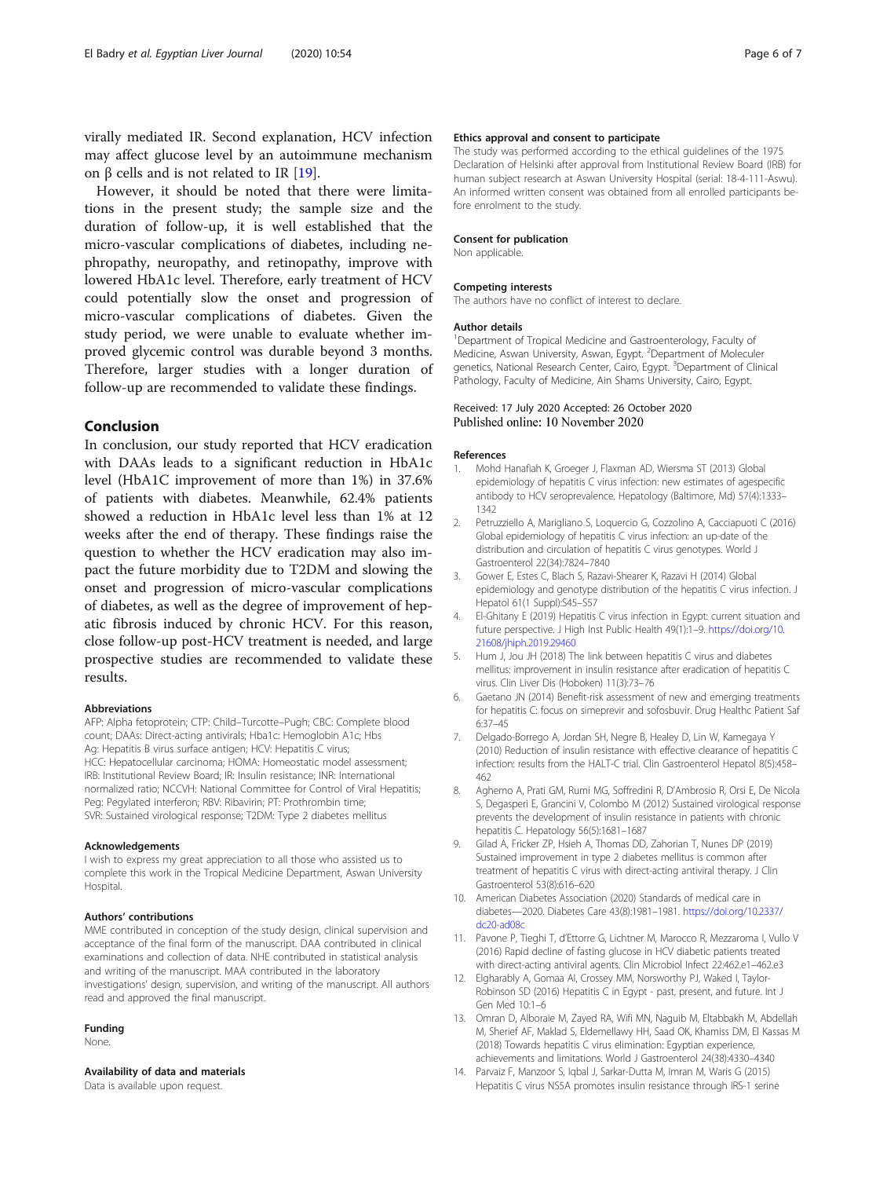virally mediated IR. Second explanation, HCV infection may affect glucose level by an autoimmune mechanism on β cells and is not related to IR [19].

However, it should be noted that there were limitations in the present study; the sample size and the duration of follow-up, it is well established that the micro-vascular complications of diabetes, including nephropathy, neuropathy, and retinopathy, improve with lowered HbA1c level. Therefore, early treatment of HCV could potentially slow the onset and progression of micro-vascular complications of diabetes. Given the study period, we were unable to evaluate whether improved glycemic control was durable beyond 3 months. Therefore, larger studies with a longer duration of follow-up are recommended to validate these findings.

## Conclusion

In conclusion, our study reported that HCV eradication with DAAs leads to a significant reduction in HbA1c level (HbA1C improvement of more than 1%) in 37.6% of patients with diabetes. Meanwhile, 62.4% patients showed a reduction in HbA1c level less than 1% at 12 weeks after the end of therapy. These findings raise the question to whether the HCV eradication may also impact the future morbidity due to T2DM and slowing the onset and progression of micro-vascular complications of diabetes, as well as the degree of improvement of hepatic fibrosis induced by chronic HCV. For this reason, close follow-up post-HCV treatment is needed, and large prospective studies are recommended to validate these results.

### Abbreviations

AFP: Alpha fetoprotein; CTP: Child–Turcotte–Pugh; CBC: Complete blood count; DAAs: Direct-acting antivirals; Hba1c: Hemoglobin A1c; Hbs Ag: Hepatitis B virus surface antigen; HCV: Hepatitis C virus; HCC: Hepatocellular carcinoma; HOMA: Homeostatic model assessment; IRB: Institutional Review Board; IR: Insulin resistance; INR: International normalized ratio; NCCVH: National Committee for Control of Viral Hepatitis; Peg: Pegylated interferon; RBV: Ribavirin; PT: Prothrombin time; SVR: Sustained virological response; T2DM: Type 2 diabetes mellitus

### Acknowledgements

I wish to express my great appreciation to all those who assisted us to complete this work in the Tropical Medicine Department, Aswan University Hospital.

### Authors' contributions

MME contributed in conception of the study design, clinical supervision and acceptance of the final form of the manuscript. DAA contributed in clinical examinations and collection of data. NHE contributed in statistical analysis and writing of the manuscript. MAA contributed in the laboratory investigations' design, supervision, and writing of the manuscript. All authors read and approved the final manuscript.

### Funding

None.

### Availability of data and materials

Data is available upon request.

### Ethics approval and consent to participate

The study was performed according to the ethical guidelines of the 1975 Declaration of Helsinki after approval from Institutional Review Board (IRB) for human subject research at Aswan University Hospital (serial: 18-4-111-Aswu). An informed written consent was obtained from all enrolled participants before enrolment to the study.

### Consent for publication

Non applicable.

### Competing interests

The authors have no conflict of interest to declare.

### Author details

[1]Department of Tropical Medicine and Gastroenterology, Faculty of Medicine, Aswan University, Aswan, Egypt. [2]Department of Moleculer genetics, National Research Center, Cairo, Egypt. [3]Department of Clinical Pathology, Faculty of Medicine, Ain Shams University, Cairo, Egypt.

Received: 17 July 2020 Accepted: 26 October 2020
Published online: 10 November 2020

### References

1. Mohd Hanafiah K, Groeger J, Flaxman AD, Wiersma ST (2013) Global epidemiology of hepatitis C virus infection: new estimates of agespecific antibody to HCV seroprevalence. Hepatology (Baltimore, Md) 57(4):1333–1342
2. Petruzziello A, Marigliano S, Loquercio G, Cozzolino A, Cacciapuoti C (2016) Global epidemiology of hepatitis C virus infection: an up-date of the distribution and circulation of hepatitis C virus genotypes. World J Gastroenterol 22(34):7824–7840
3. Gower E, Estes C, Blach S, Razavi-Shearer K, Razavi H (2014) Global epidemiology and genotype distribution of the hepatitis C virus infection. J Hepatol 61(1 Suppl):S45–S57
4. El-Ghitany E (2019) Hepatitis C virus infection in Egypt: current situation and future perspective. J High Inst Public Health 49(1):1–9. https://doi.org/10.21608/jhiph.2019.29460
5. Hum J, Jou JH (2018) The link between hepatitis C virus and diabetes mellitus: improvement in insulin resistance after eradication of hepatitis C virus. Clin Liver Dis (Hoboken) 11(3):73–76
6. Gaetano JN (2014) Benefit-risk assessment of new and emerging treatments for hepatitis C: focus on simeprevir and sofosbuvir. Drug Healthc Patient Saf 6:37–45
7. Delgado-Borrego A, Jordan SH, Negre B, Healey D, Lin W, Kamegaya Y (2010) Reduction of insulin resistance with effective clearance of hepatitis C infection: results from the HALT-C trial. Clin Gastroenterol Hepatol 8(5):458–462
8. Aghemo A, Prati GM, Rumi MG, Soffredini R, D'Ambrosio R, Orsi E, De Nicola S, Degasperi E, Grancini V, Colombo M (2012) Sustained virological response prevents the development of insulin resistance in patients with chronic hepatitis C. Hepatology 56(5):1681–1687
9. Gilad A, Fricker ZP, Hsieh A, Thomas DD, Zahorian T, Nunes DP (2019) Sustained improvement in type 2 diabetes mellitus is common after treatment of hepatitis C virus with direct-acting antiviral therapy. J Clin Gastroenterol 53(8):616–620
10. American Diabetes Association (2020) Standards of medical care in diabetes—2020. Diabetes Care 43(8):1981–1981. https://doi.org/10.2337/dc20-ad08c
11. Pavone P, Tieghi T, d'Ettorre G, Lichtner M, Marocco R, Mezzaroma I, Vullo V (2016) Rapid decline of fasting glucose in HCV diabetic patients treated with direct-acting antiviral agents. Clin Microbiol Infect 22:462.e1–462.e3
12. Elgharably A, Gomaa AI, Crossey MM, Norsworthy PJ, Waked I, Taylor-Robinson SD (2016) Hepatitis C in Egypt - past, present, and future. Int J Gen Med 10:1–6
13. Omran D, Alboraie M, Zayed RA, Wifi MN, Naguib M, Eltabbakh M, Abdellah M, Sherief AF, Maklad S, Eldemellawy HH, Saad OK, Khamiss DM, El Kassas M (2018) Towards hepatitis C virus elimination: Egyptian experience, achievements and limitations. World J Gastroenterol 24(38):4330–4340
14. Parvaiz F, Manzoor S, Iqbal J, Sarkar-Dutta M, Imran M, Waris G (2015) Hepatitis C virus NS5A promotes insulin resistance through IRS-1 serine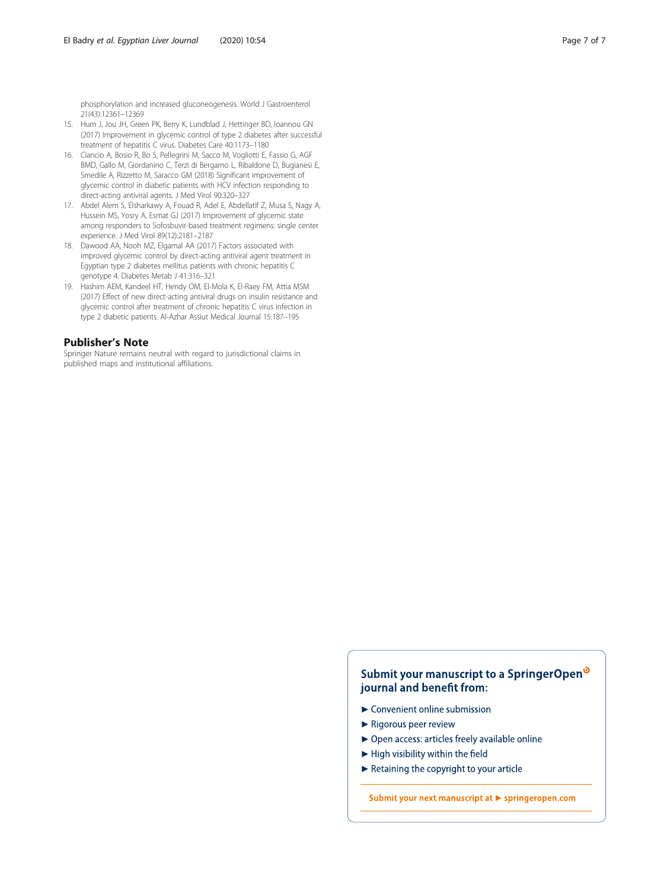phosphorylation and increased gluconeogenesis. World J Gastroenterol 21(43):12361–12369

15. Hum J, Jou JH, Green PK, Berry K, Lundblad J, Hettinger BD, Ioannou GN (2017) Improvement in glycemic control of type 2 diabetes after successful treatment of hepatitis C virus. Diabetes Care 40:1173–1180
16. Ciancio A, Bosio R, Bo S, Pellegrini M, Sacco M, Vogliotti E, Fassio G, AGF BMD, Gallo M, Giordanino C, Terzi di Bergamo L, Ribaldone D, Bugianesi E, Smedile A, Rizzetto M, Saracco GM (2018) Significant improvement of glycemic control in diabetic patients with HCV infection responding to direct-acting antiviral agents. J Med Virol 90:320–327
17. Abdel Alem S, Elsharkawy A, Fouad R, Adel E, Abdellatif Z, Musa S, Nagy A, Hussein MS, Yosry A, Esmat GJ (2017) Improvement of glycemic state among responders to Sofosbuvir-based treatment regimens: single center experience. J Med Virol 89(12):2181–2187
18. Dawood AA, Nooh MZ, Elgamal AA (2017) Factors associated with improved glycemic control by direct-acting antiviral agent treatment in Egyptian type 2 diabetes mellitus patients with chronic hepatitis C genotype 4. Diabetes Metab J 41:316–321
19. Hashim AEM, Kandeel HT, Hendy OM, El-Mola K, El-Raey FM, Attia MSM (2017) Effect of new direct-acting antiviral drugs on insulin resistance and glycemic control after treatment of chronic hepatitis C virus infection in type 2 diabetic patients. Al-Azhar Assiut Medical Journal 15:187–195

## Publisher's Note

Springer Nature remains neutral with regard to jurisdictional claims in published maps and institutional affiliations.

**Submit your manuscript to a SpringerOpen journal and benefit from:**

- ► Convenient online submission
- ► Rigorous peer review
- ► Open access: articles freely available online
- ► High visibility within the field
- ► Retaining the copyright to your article

**Submit your next manuscript at ► springeropen.com**